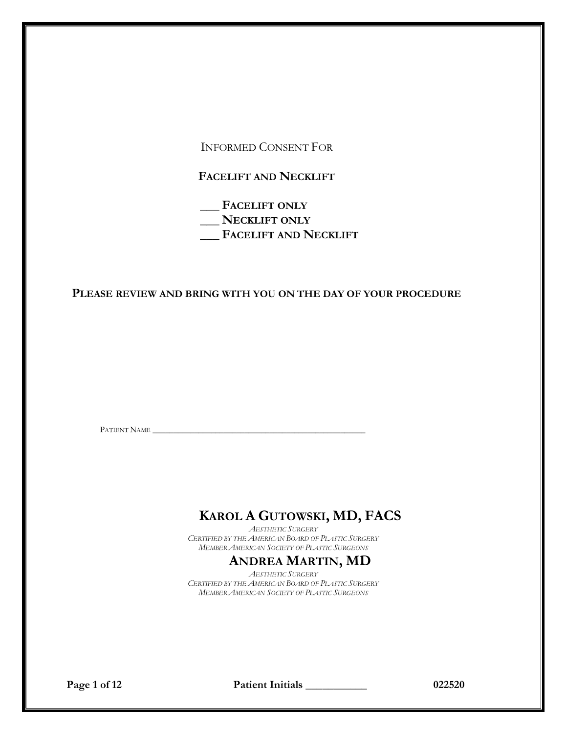INFORMED CONSENT FOR

# FACELIFT AND NECKLIFT

___ FACELIFT ONLY
___ NECKLIFT ONLY
___ FACELIFT AND NECKLIFT

**PLEASE REVIEW AND BRING WITH YOU ON THE DAY OF YOUR PROCEDURE**

PATIENT NAME ___________________________________________

## KAROL A GUTOWSKI, MD, FACS

*AESTHETIC SURGERY*
*CERTIFIED BY THE AMERICAN BOARD OF PLASTIC SURGERY*
*MEMBER AMERICAN SOCIETY OF PLASTIC SURGEONS*

## ANDREA MARTIN, MD

*AESTHETIC SURGERY*
*CERTIFIED BY THE AMERICAN BOARD OF PLASTIC SURGERY*
*MEMBER AMERICAN SOCIETY OF PLASTIC SURGEONS*

**Patient Initials ___________**

**022520**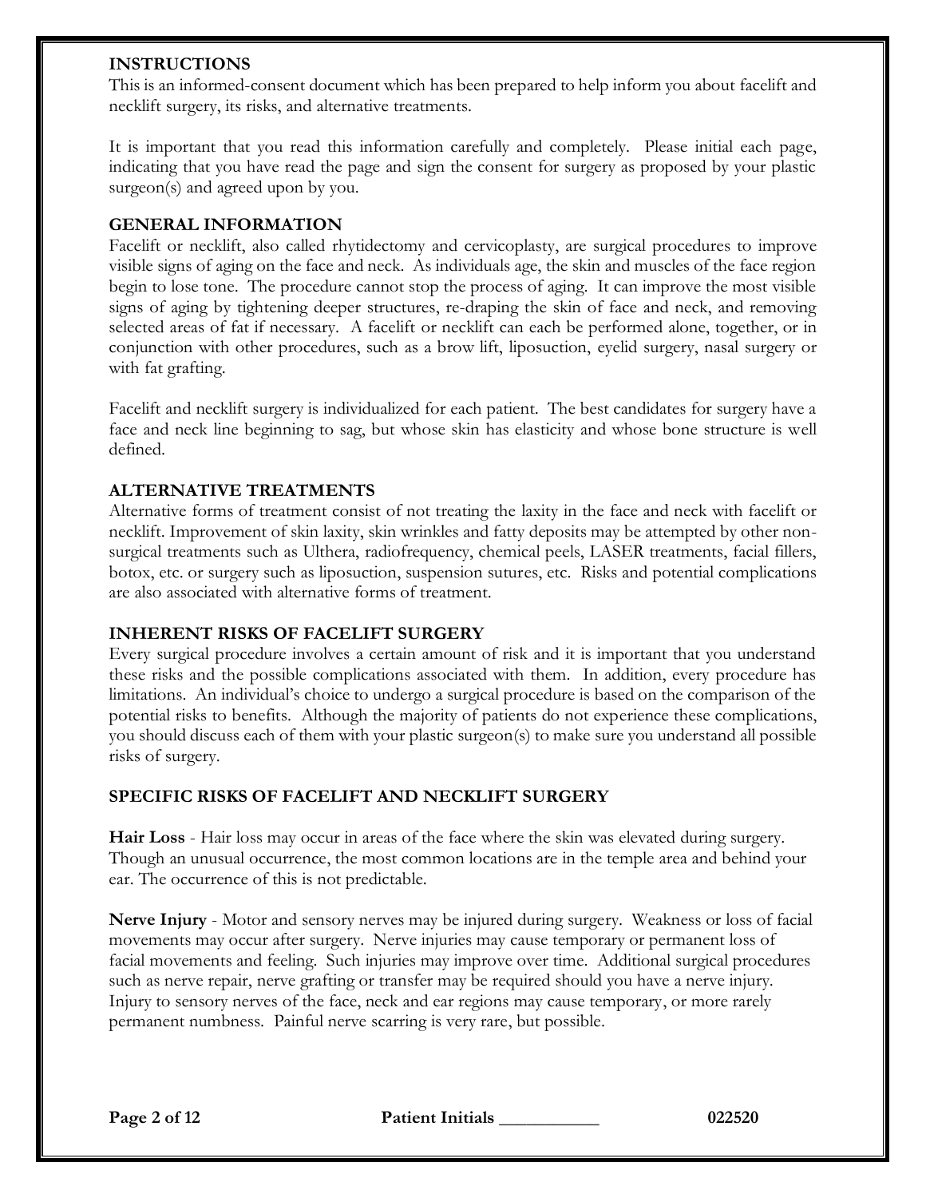## INSTRUCTIONS

This is an informed-consent document which has been prepared to help inform you about facelift and necklift surgery, its risks, and alternative treatments.

It is important that you read this information carefully and completely. Please initial each page, indicating that you have read the page and sign the consent for surgery as proposed by your plastic surgeon(s) and agreed upon by you.

## GENERAL INFORMATION

Facelift or necklift, also called rhytidectomy and cervicoplasty, are surgical procedures to improve visible signs of aging on the face and neck. As individuals age, the skin and muscles of the face region begin to lose tone. The procedure cannot stop the process of aging. It can improve the most visible signs of aging by tightening deeper structures, re-draping the skin of face and neck, and removing selected areas of fat if necessary. A facelift or necklift can each be performed alone, together, or in conjunction with other procedures, such as a brow lift, liposuction, eyelid surgery, nasal surgery or with fat grafting.

Facelift and necklift surgery is individualized for each patient. The best candidates for surgery have a face and neck line beginning to sag, but whose skin has elasticity and whose bone structure is well defined.

## ALTERNATIVE TREATMENTS

Alternative forms of treatment consist of not treating the laxity in the face and neck with facelift or necklift. Improvement of skin laxity, skin wrinkles and fatty deposits may be attempted by other non-surgical treatments such as Ulthera, radiofrequency, chemical peels, LASER treatments, facial fillers, botox, etc. or surgery such as liposuction, suspension sutures, etc. Risks and potential complications are also associated with alternative forms of treatment.

## INHERENT RISKS OF FACELIFT SURGERY

Every surgical procedure involves a certain amount of risk and it is important that you understand these risks and the possible complications associated with them. In addition, every procedure has limitations. An individual's choice to undergo a surgical procedure is based on the comparison of the potential risks to benefits. Although the majority of patients do not experience these complications, you should discuss each of them with your plastic surgeon(s) to make sure you understand all possible risks of surgery.

## SPECIFIC RISKS OF FACELIFT AND NECKLIFT SURGERY

**Hair Loss** - Hair loss may occur in areas of the face where the skin was elevated during surgery. Though an unusual occurrence, the most common locations are in the temple area and behind your ear. The occurrence of this is not predictable.

**Nerve Injury** - Motor and sensory nerves may be injured during surgery. Weakness or loss of facial movements may occur after surgery. Nerve injuries may cause temporary or permanent loss of facial movements and feeling. Such injuries may improve over time. Additional surgical procedures such as nerve repair, nerve grafting or transfer may be required should you have a nerve injury. Injury to sensory nerves of the face, neck and ear regions may cause temporary, or more rarely permanent numbness. Painful nerve scarring is very rare, but possible.

Patient Initials ___________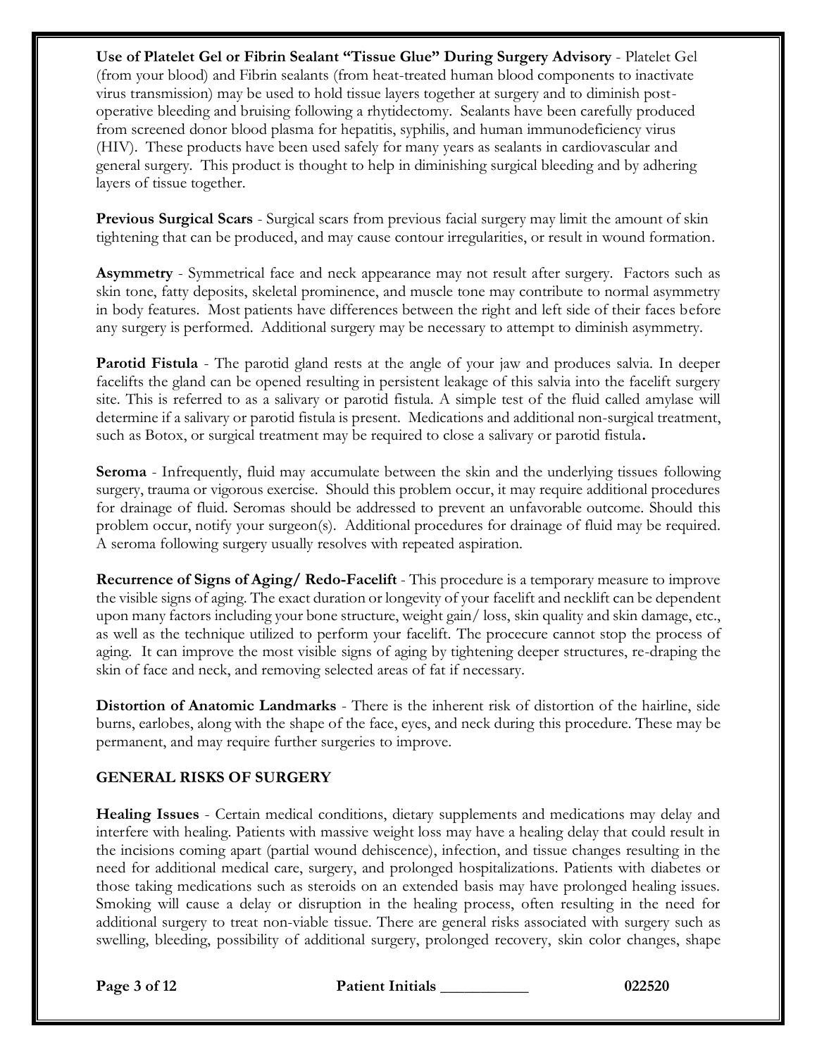**Use of Platelet Gel or Fibrin Sealant "Tissue Glue" During Surgery Advisory** - Platelet Gel (from your blood) and Fibrin sealants (from heat-treated human blood components to inactivate virus transmission) may be used to hold tissue layers together at surgery and to diminish post-operative bleeding and bruising following a rhytidectomy. Sealants have been carefully produced from screened donor blood plasma for hepatitis, syphilis, and human immunodeficiency virus (HIV). These products have been used safely for many years as sealants in cardiovascular and general surgery. This product is thought to help in diminishing surgical bleeding and by adhering layers of tissue together.

**Previous Surgical Scars** - Surgical scars from previous facial surgery may limit the amount of skin tightening that can be produced, and may cause contour irregularities, or result in wound formation.

**Asymmetry** - Symmetrical face and neck appearance may not result after surgery. Factors such as skin tone, fatty deposits, skeletal prominence, and muscle tone may contribute to normal asymmetry in body features. Most patients have differences between the right and left side of their faces before any surgery is performed. Additional surgery may be necessary to attempt to diminish asymmetry.

**Parotid Fistula** - The parotid gland rests at the angle of your jaw and produces salvia. In deeper facelifts the gland can be opened resulting in persistent leakage of this salvia into the facelift surgery site. This is referred to as a salivary or parotid fistula. A simple test of the fluid called amylase will determine if a salivary or parotid fistula is present. Medications and additional non-surgical treatment, such as Botox, or surgical treatment may be required to close a salivary or parotid fistula**.**

**Seroma** - Infrequently, fluid may accumulate between the skin and the underlying tissues following surgery, trauma or vigorous exercise. Should this problem occur, it may require additional procedures for drainage of fluid. Seromas should be addressed to prevent an unfavorable outcome. Should this problem occur, notify your surgeon(s). Additional procedures for drainage of fluid may be required. A seroma following surgery usually resolves with repeated aspiration.

**Recurrence of Signs of Aging/ Redo-Facelift** - This procedure is a temporary measure to improve the visible signs of aging. The exact duration or longevity of your facelift and necklift can be dependent upon many factors including your bone structure, weight gain/ loss, skin quality and skin damage, etc., as well as the technique utilized to perform your facelift. The procecure cannot stop the process of aging. It can improve the most visible signs of aging by tightening deeper structures, re-draping the skin of face and neck, and removing selected areas of fat if necessary.

**Distortion of Anatomic Landmarks** - There is the inherent risk of distortion of the hairline, side burns, earlobes, along with the shape of the face, eyes, and neck during this procedure. These may be permanent, and may require further surgeries to improve.

**GENERAL RISKS OF SURGERY**

**Healing Issues** - Certain medical conditions, dietary supplements and medications may delay and interfere with healing. Patients with massive weight loss may have a healing delay that could result in the incisions coming apart (partial wound dehiscence), infection, and tissue changes resulting in the need for additional medical care, surgery, and prolonged hospitalizations. Patients with diabetes or those taking medications such as steroids on an extended basis may have prolonged healing issues. Smoking will cause a delay or disruption in the healing process, often resulting in the need for additional surgery to treat non-viable tissue. There are general risks associated with surgery such as swelling, bleeding, possibility of additional surgery, prolonged recovery, skin color changes, shape

Patient Initials ___________ 022520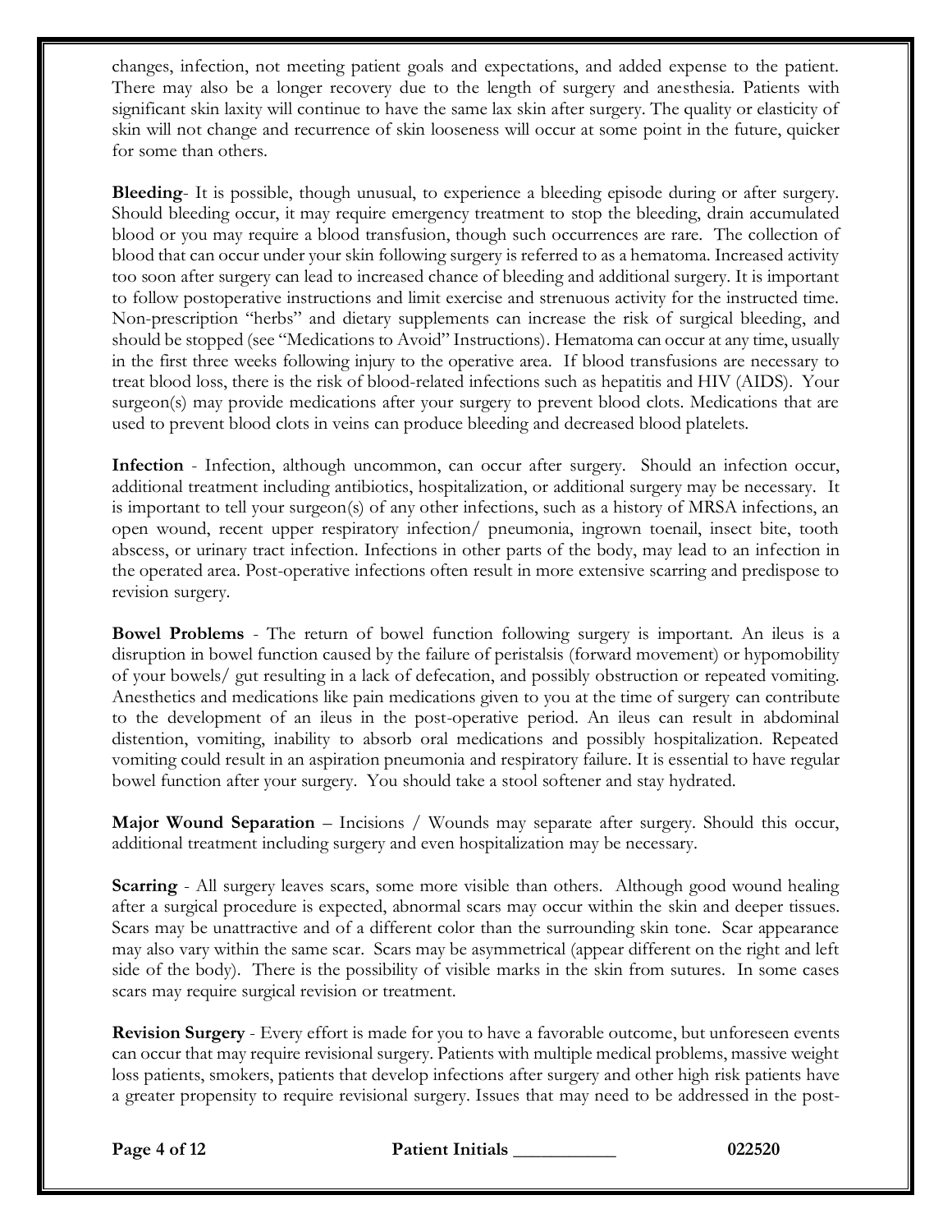changes, infection, not meeting patient goals and expectations, and added expense to the patient. There may also be a longer recovery due to the length of surgery and anesthesia. Patients with significant skin laxity will continue to have the same lax skin after surgery. The quality or elasticity of skin will not change and recurrence of skin looseness will occur at some point in the future, quicker for some than others.

**Bleeding**- It is possible, though unusual, to experience a bleeding episode during or after surgery. Should bleeding occur, it may require emergency treatment to stop the bleeding, drain accumulated blood or you may require a blood transfusion, though such occurrences are rare. The collection of blood that can occur under your skin following surgery is referred to as a hematoma. Increased activity too soon after surgery can lead to increased chance of bleeding and additional surgery. It is important to follow postoperative instructions and limit exercise and strenuous activity for the instructed time. Non-prescription "herbs" and dietary supplements can increase the risk of surgical bleeding, and should be stopped (see "Medications to Avoid" Instructions). Hematoma can occur at any time, usually in the first three weeks following injury to the operative area. If blood transfusions are necessary to treat blood loss, there is the risk of blood-related infections such as hepatitis and HIV (AIDS). Your surgeon(s) may provide medications after your surgery to prevent blood clots. Medications that are used to prevent blood clots in veins can produce bleeding and decreased blood platelets.

**Infection** - Infection, although uncommon, can occur after surgery. Should an infection occur, additional treatment including antibiotics, hospitalization, or additional surgery may be necessary. It is important to tell your surgeon(s) of any other infections, such as a history of MRSA infections, an open wound, recent upper respiratory infection/ pneumonia, ingrown toenail, insect bite, tooth abscess, or urinary tract infection. Infections in other parts of the body, may lead to an infection in the operated area. Post-operative infections often result in more extensive scarring and predispose to revision surgery.

**Bowel Problems** - The return of bowel function following surgery is important. An ileus is a disruption in bowel function caused by the failure of peristalsis (forward movement) or hypomobility of your bowels/ gut resulting in a lack of defecation, and possibly obstruction or repeated vomiting. Anesthetics and medications like pain medications given to you at the time of surgery can contribute to the development of an ileus in the post-operative period. An ileus can result in abdominal distention, vomiting, inability to absorb oral medications and possibly hospitalization. Repeated vomiting could result in an aspiration pneumonia and respiratory failure. It is essential to have regular bowel function after your surgery. You should take a stool softener and stay hydrated.

**Major Wound Separation** – Incisions / Wounds may separate after surgery. Should this occur, additional treatment including surgery and even hospitalization may be necessary.

**Scarring** - All surgery leaves scars, some more visible than others. Although good wound healing after a surgical procedure is expected, abnormal scars may occur within the skin and deeper tissues. Scars may be unattractive and of a different color than the surrounding skin tone. Scar appearance may also vary within the same scar. Scars may be asymmetrical (appear different on the right and left side of the body). There is the possibility of visible marks in the skin from sutures. In some cases scars may require surgical revision or treatment.

**Revision Surgery** - Every effort is made for you to have a favorable outcome, but unforeseen events can occur that may require revisional surgery. Patients with multiple medical problems, massive weight loss patients, smokers, patients that develop infections after surgery and other high risk patients have a greater propensity to require revisional surgery. Issues that may need to be addressed in the post-

**Patient Initials \_\_\_\_\_\_\_\_\_\_\_**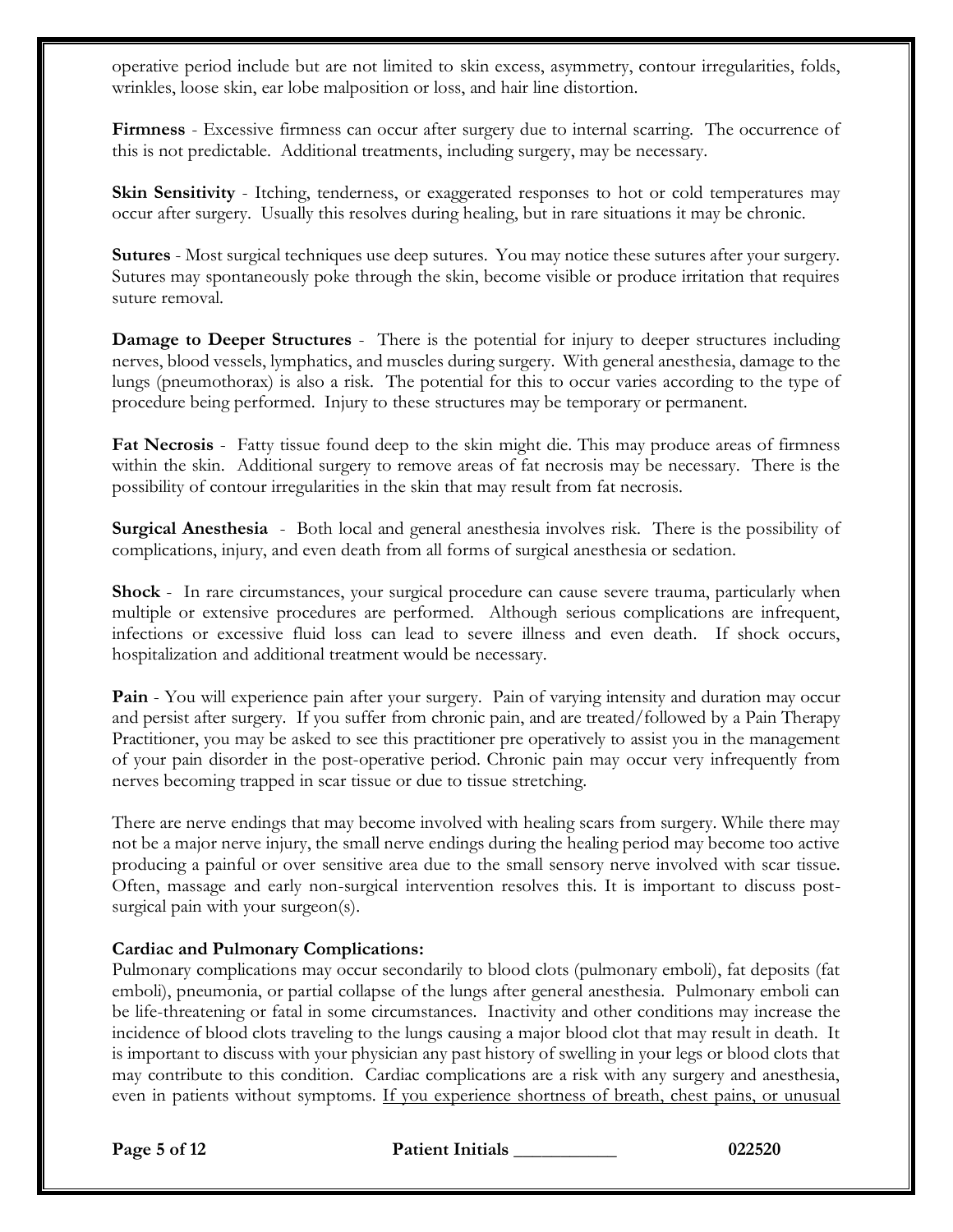operative period include but are not limited to skin excess, asymmetry, contour irregularities, folds, wrinkles, loose skin, ear lobe malposition or loss, and hair line distortion.

**Firmness** - Excessive firmness can occur after surgery due to internal scarring. The occurrence of this is not predictable. Additional treatments, including surgery, may be necessary.

**Skin Sensitivity** - Itching, tenderness, or exaggerated responses to hot or cold temperatures may occur after surgery. Usually this resolves during healing, but in rare situations it may be chronic.

**Sutures** - Most surgical techniques use deep sutures. You may notice these sutures after your surgery. Sutures may spontaneously poke through the skin, become visible or produce irritation that requires suture removal.

**Damage to Deeper Structures** - There is the potential for injury to deeper structures including nerves, blood vessels, lymphatics, and muscles during surgery. With general anesthesia, damage to the lungs (pneumothorax) is also a risk. The potential for this to occur varies according to the type of procedure being performed. Injury to these structures may be temporary or permanent.

**Fat Necrosis** - Fatty tissue found deep to the skin might die. This may produce areas of firmness within the skin. Additional surgery to remove areas of fat necrosis may be necessary. There is the possibility of contour irregularities in the skin that may result from fat necrosis.

**Surgical Anesthesia** - Both local and general anesthesia involves risk. There is the possibility of complications, injury, and even death from all forms of surgical anesthesia or sedation.

**Shock** - In rare circumstances, your surgical procedure can cause severe trauma, particularly when multiple or extensive procedures are performed. Although serious complications are infrequent, infections or excessive fluid loss can lead to severe illness and even death. If shock occurs, hospitalization and additional treatment would be necessary.

**Pain** - You will experience pain after your surgery. Pain of varying intensity and duration may occur and persist after surgery. If you suffer from chronic pain, and are treated/followed by a Pain Therapy Practitioner, you may be asked to see this practitioner pre operatively to assist you in the management of your pain disorder in the post-operative period. Chronic pain may occur very infrequently from nerves becoming trapped in scar tissue or due to tissue stretching.

There are nerve endings that may become involved with healing scars from surgery. While there may not be a major nerve injury, the small nerve endings during the healing period may become too active producing a painful or over sensitive area due to the small sensory nerve involved with scar tissue. Often, massage and early non-surgical intervention resolves this. It is important to discuss post-surgical pain with your surgeon(s).

**Cardiac and Pulmonary Complications:**
Pulmonary complications may occur secondarily to blood clots (pulmonary emboli), fat deposits (fat emboli), pneumonia, or partial collapse of the lungs after general anesthesia. Pulmonary emboli can be life-threatening or fatal in some circumstances. Inactivity and other conditions may increase the incidence of blood clots traveling to the lungs causing a major blood clot that may result in death. It is important to discuss with your physician any past history of swelling in your legs or blood clots that may contribute to this condition. Cardiac complications are a risk with any surgery and anesthesia, even in patients without symptoms. <u>If you experience shortness of breath, chest pains, or unusual</u>

Patient Initials ___________ 022520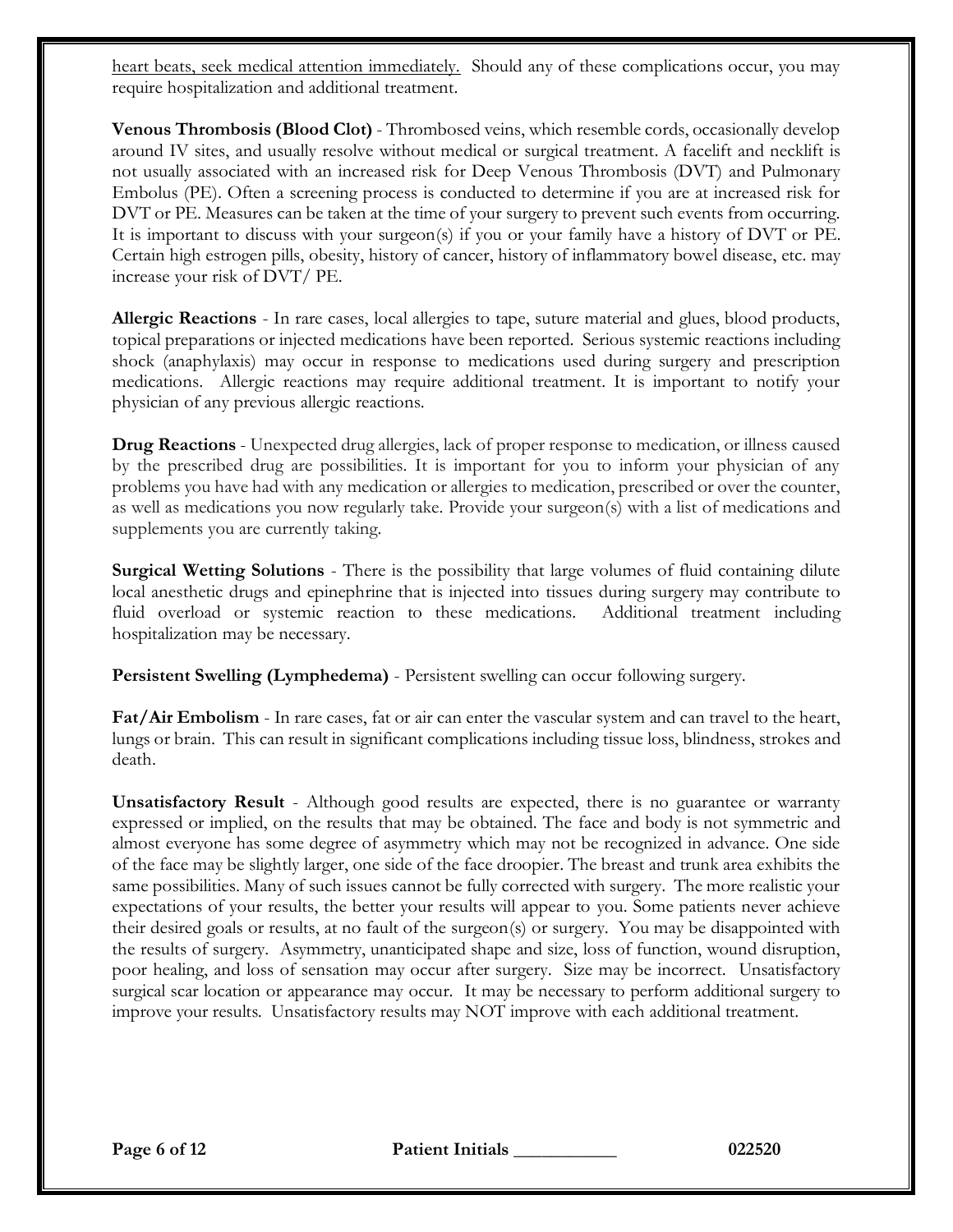heart beats, seek medical attention immediately. Should any of these complications occur, you may require hospitalization and additional treatment.

**Venous Thrombosis (Blood Clot)** - Thrombosed veins, which resemble cords, occasionally develop around IV sites, and usually resolve without medical or surgical treatment. A facelift and necklift is not usually associated with an increased risk for Deep Venous Thrombosis (DVT) and Pulmonary Embolus (PE). Often a screening process is conducted to determine if you are at increased risk for DVT or PE. Measures can be taken at the time of your surgery to prevent such events from occurring. It is important to discuss with your surgeon(s) if you or your family have a history of DVT or PE. Certain high estrogen pills, obesity, history of cancer, history of inflammatory bowel disease, etc. may increase your risk of DVT/ PE.

**Allergic Reactions** - In rare cases, local allergies to tape, suture material and glues, blood products, topical preparations or injected medications have been reported. Serious systemic reactions including shock (anaphylaxis) may occur in response to medications used during surgery and prescription medications. Allergic reactions may require additional treatment. It is important to notify your physician of any previous allergic reactions.

**Drug Reactions** - Unexpected drug allergies, lack of proper response to medication, or illness caused by the prescribed drug are possibilities. It is important for you to inform your physician of any problems you have had with any medication or allergies to medication, prescribed or over the counter, as well as medications you now regularly take. Provide your surgeon(s) with a list of medications and supplements you are currently taking.

**Surgical Wetting Solutions** - There is the possibility that large volumes of fluid containing dilute local anesthetic drugs and epinephrine that is injected into tissues during surgery may contribute to fluid overload or systemic reaction to these medications. Additional treatment including hospitalization may be necessary.

**Persistent Swelling (Lymphedema)** - Persistent swelling can occur following surgery.

**Fat/Air Embolism** - In rare cases, fat or air can enter the vascular system and can travel to the heart, lungs or brain. This can result in significant complications including tissue loss, blindness, strokes and death.

**Unsatisfactory Result** - Although good results are expected, there is no guarantee or warranty expressed or implied, on the results that may be obtained. The face and body is not symmetric and almost everyone has some degree of asymmetry which may not be recognized in advance. One side of the face may be slightly larger, one side of the face droopier. The breast and trunk area exhibits the same possibilities. Many of such issues cannot be fully corrected with surgery. The more realistic your expectations of your results, the better your results will appear to you. Some patients never achieve their desired goals or results, at no fault of the surgeon(s) or surgery. You may be disappointed with the results of surgery. Asymmetry, unanticipated shape and size, loss of function, wound disruption, poor healing, and loss of sensation may occur after surgery. Size may be incorrect. Unsatisfactory surgical scar location or appearance may occur. It may be necessary to perform additional surgery to improve your results. Unsatisfactory results may NOT improve with each additional treatment.

**Patient Initials ___________**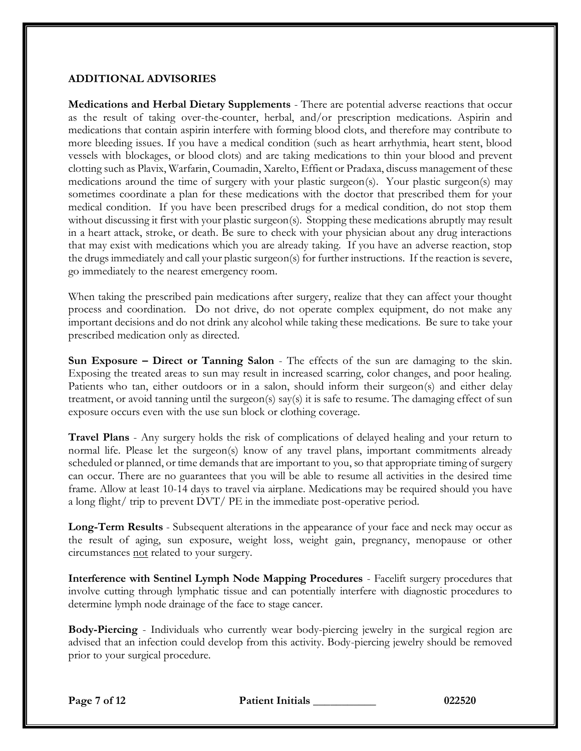## ADDITIONAL ADVISORIES

**Medications and Herbal Dietary Supplements** - There are potential adverse reactions that occur as the result of taking over-the-counter, herbal, and/or prescription medications. Aspirin and medications that contain aspirin interfere with forming blood clots, and therefore may contribute to more bleeding issues. If you have a medical condition (such as heart arrhythmia, heart stent, blood vessels with blockages, or blood clots) and are taking medications to thin your blood and prevent clotting such as Plavix, Warfarin, Coumadin, Xarelto, Effient or Pradaxa, discuss management of these medications around the time of surgery with your plastic surgeon(s). Your plastic surgeon(s) may sometimes coordinate a plan for these medications with the doctor that prescribed them for your medical condition. If you have been prescribed drugs for a medical condition, do not stop them without discussing it first with your plastic surgeon(s). Stopping these medications abruptly may result in a heart attack, stroke, or death. Be sure to check with your physician about any drug interactions that may exist with medications which you are already taking. If you have an adverse reaction, stop the drugs immediately and call your plastic surgeon(s) for further instructions. If the reaction is severe, go immediately to the nearest emergency room.

When taking the prescribed pain medications after surgery, realize that they can affect your thought process and coordination. Do not drive, do not operate complex equipment, do not make any important decisions and do not drink any alcohol while taking these medications. Be sure to take your prescribed medication only as directed.

**Sun Exposure – Direct or Tanning Salon** - The effects of the sun are damaging to the skin. Exposing the treated areas to sun may result in increased scarring, color changes, and poor healing. Patients who tan, either outdoors or in a salon, should inform their surgeon(s) and either delay treatment, or avoid tanning until the surgeon(s) say(s) it is safe to resume. The damaging effect of sun exposure occurs even with the use sun block or clothing coverage.

**Travel Plans** - Any surgery holds the risk of complications of delayed healing and your return to normal life. Please let the surgeon(s) know of any travel plans, important commitments already scheduled or planned, or time demands that are important to you, so that appropriate timing of surgery can occur. There are no guarantees that you will be able to resume all activities in the desired time frame. Allow at least 10-14 days to travel via airplane. Medications may be required should you have a long flight/ trip to prevent DVT/ PE in the immediate post-operative period.

**Long-Term Results** - Subsequent alterations in the appearance of your face and neck may occur as the result of aging, sun exposure, weight loss, weight gain, pregnancy, menopause or other circumstances not related to your surgery.

**Interference with Sentinel Lymph Node Mapping Procedures** - Facelift surgery procedures that involve cutting through lymphatic tissue and can potentially interfere with diagnostic procedures to determine lymph node drainage of the face to stage cancer.

**Body-Piercing** - Individuals who currently wear body-piercing jewelry in the surgical region are advised that an infection could develop from this activity. Body-piercing jewelry should be removed prior to your surgical procedure.

**Patient Initials \_\_\_\_\_\_\_\_\_\_\_**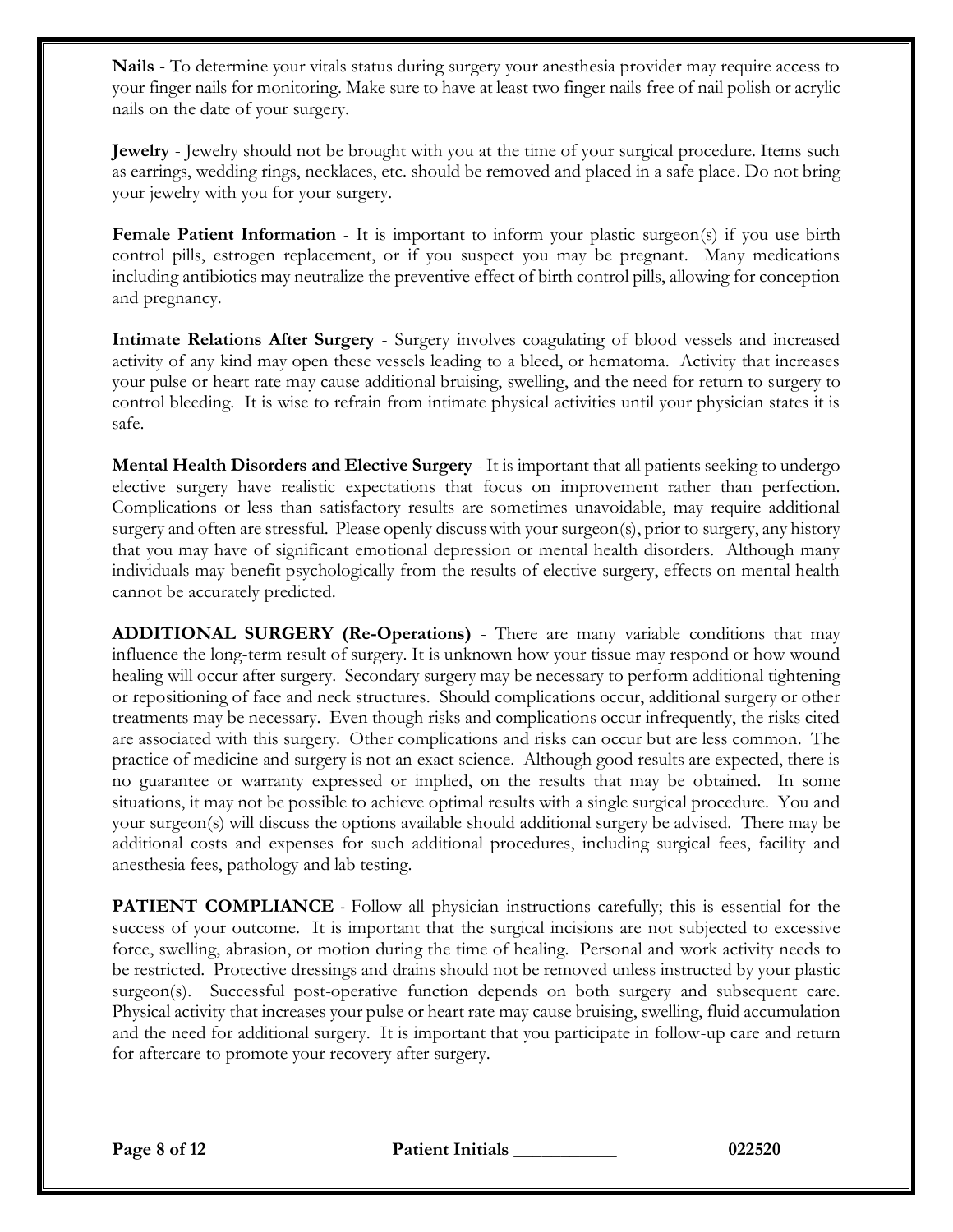**Nails** - To determine your vitals status during surgery your anesthesia provider may require access to your finger nails for monitoring. Make sure to have at least two finger nails free of nail polish or acrylic nails on the date of your surgery.

**Jewelry** - Jewelry should not be brought with you at the time of your surgical procedure. Items such as earrings, wedding rings, necklaces, etc. should be removed and placed in a safe place. Do not bring your jewelry with you for your surgery.

**Female Patient Information** - It is important to inform your plastic surgeon(s) if you use birth control pills, estrogen replacement, or if you suspect you may be pregnant. Many medications including antibiotics may neutralize the preventive effect of birth control pills, allowing for conception and pregnancy.

**Intimate Relations After Surgery** - Surgery involves coagulating of blood vessels and increased activity of any kind may open these vessels leading to a bleed, or hematoma. Activity that increases your pulse or heart rate may cause additional bruising, swelling, and the need for return to surgery to control bleeding. It is wise to refrain from intimate physical activities until your physician states it is safe.

**Mental Health Disorders and Elective Surgery** - It is important that all patients seeking to undergo elective surgery have realistic expectations that focus on improvement rather than perfection. Complications or less than satisfactory results are sometimes unavoidable, may require additional surgery and often are stressful. Please openly discuss with your surgeon(s), prior to surgery, any history that you may have of significant emotional depression or mental health disorders. Although many individuals may benefit psychologically from the results of elective surgery, effects on mental health cannot be accurately predicted.

**ADDITIONAL SURGERY (Re-Operations)** - There are many variable conditions that may influence the long-term result of surgery. It is unknown how your tissue may respond or how wound healing will occur after surgery. Secondary surgery may be necessary to perform additional tightening or repositioning of face and neck structures. Should complications occur, additional surgery or other treatments may be necessary. Even though risks and complications occur infrequently, the risks cited are associated with this surgery. Other complications and risks can occur but are less common. The practice of medicine and surgery is not an exact science. Although good results are expected, there is no guarantee or warranty expressed or implied, on the results that may be obtained. In some situations, it may not be possible to achieve optimal results with a single surgical procedure. You and your surgeon(s) will discuss the options available should additional surgery be advised. There may be additional costs and expenses for such additional procedures, including surgical fees, facility and anesthesia fees, pathology and lab testing.

**PATIENT COMPLIANCE** - Follow all physician instructions carefully; this is essential for the success of your outcome. It is important that the surgical incisions are <u>not</u> subjected to excessive force, swelling, abrasion, or motion during the time of healing. Personal and work activity needs to be restricted. Protective dressings and drains should <u>not</u> be removed unless instructed by your plastic surgeon(s). Successful post-operative function depends on both surgery and subsequent care. Physical activity that increases your pulse or heart rate may cause bruising, swelling, fluid accumulation and the need for additional surgery. It is important that you participate in follow-up care and return for aftercare to promote your recovery after surgery.

**Patient Initials \_\_\_\_\_\_\_\_\_\_\_**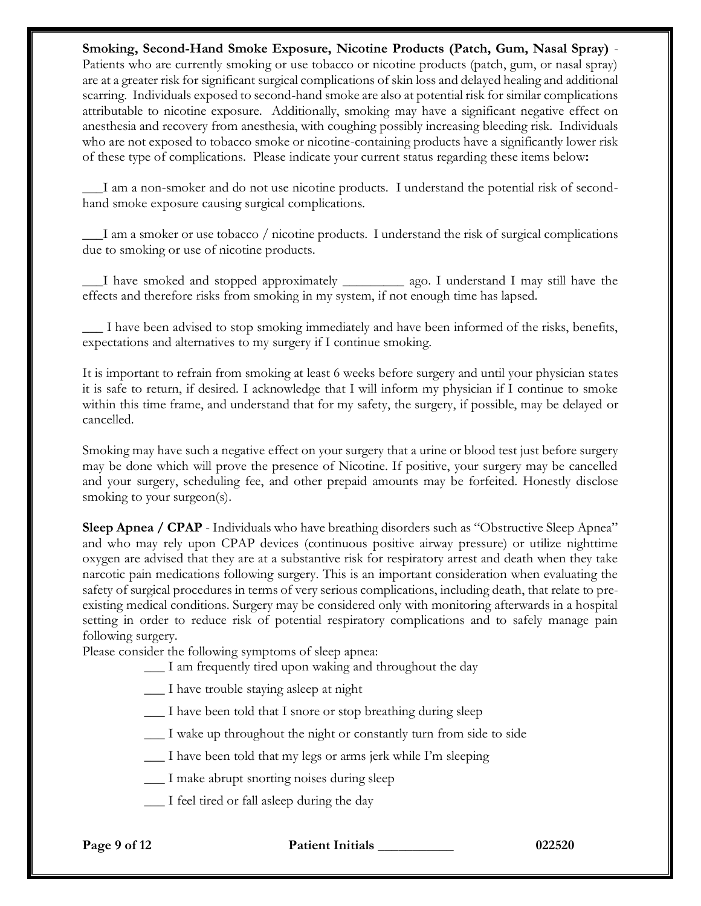**Smoking, Second-Hand Smoke Exposure, Nicotine Products (Patch, Gum, Nasal Spray)** - Patients who are currently smoking or use tobacco or nicotine products (patch, gum, or nasal spray) are at a greater risk for significant surgical complications of skin loss and delayed healing and additional scarring. Individuals exposed to second-hand smoke are also at potential risk for similar complications attributable to nicotine exposure. Additionally, smoking may have a significant negative effect on anesthesia and recovery from anesthesia, with coughing possibly increasing bleeding risk. Individuals who are not exposed to tobacco smoke or nicotine-containing products have a significantly lower risk of these type of complications. Please indicate your current status regarding these items below**:**

___I am a non-smoker and do not use nicotine products. I understand the potential risk of second-hand smoke exposure causing surgical complications.

___I am a smoker or use tobacco / nicotine products. I understand the risk of surgical complications due to smoking or use of nicotine products.

___I have smoked and stopped approximately _________ ago. I understand I may still have the effects and therefore risks from smoking in my system, if not enough time has lapsed.

___ I have been advised to stop smoking immediately and have been informed of the risks, benefits, expectations and alternatives to my surgery if I continue smoking.

It is important to refrain from smoking at least 6 weeks before surgery and until your physician states it is safe to return, if desired. I acknowledge that I will inform my physician if I continue to smoke within this time frame, and understand that for my safety, the surgery, if possible, may be delayed or cancelled.

Smoking may have such a negative effect on your surgery that a urine or blood test just before surgery may be done which will prove the presence of Nicotine. If positive, your surgery may be cancelled and your surgery, scheduling fee, and other prepaid amounts may be forfeited. Honestly disclose smoking to your surgeon(s).

**Sleep Apnea / CPAP** - Individuals who have breathing disorders such as "Obstructive Sleep Apnea" and who may rely upon CPAP devices (continuous positive airway pressure) or utilize nighttime oxygen are advised that they are at a substantive risk for respiratory arrest and death when they take narcotic pain medications following surgery. This is an important consideration when evaluating the safety of surgical procedures in terms of very serious complications, including death, that relate to pre-existing medical conditions. Surgery may be considered only with monitoring afterwards in a hospital setting in order to reduce risk of potential respiratory complications and to safely manage pain following surgery.

Please consider the following symptoms of sleep apnea:

___ I am frequently tired upon waking and throughout the day

___ I have trouble staying asleep at night

___ I have been told that I snore or stop breathing during sleep

___ I wake up throughout the night or constantly turn from side to side

___ I have been told that my legs or arms jerk while I'm sleeping

___ I make abrupt snorting noises during sleep

___ I feel tired or fall asleep during the day

Patient Initials ___________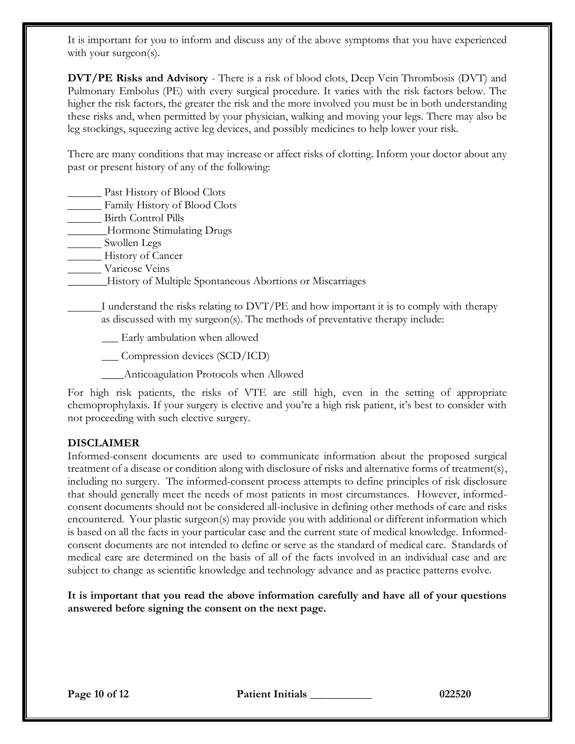It is important for you to inform and discuss any of the above symptoms that you have experienced with your surgeon(s).

**DVT/PE Risks and Advisory** - There is a risk of blood clots, Deep Vein Thrombosis (DVT) and Pulmonary Embolus (PE) with every surgical procedure. It varies with the risk factors below. The higher the risk factors, the greater the risk and the more involved you must be in both understanding these risks and, when permitted by your physician, walking and moving your legs. There may also be leg stockings, squeezing active leg devices, and possibly medicines to help lower your risk.

There are many conditions that may increase or affect risks of clotting. Inform your doctor about any past or present history of any of the following:

______ Past History of Blood Clots
______ Family History of Blood Clots
______ Birth Control Pills
_______Hormone Stimulating Drugs
______ Swollen Legs
______ History of Cancer
______ Varicose Veins
_______History of Multiple Spontaneous Abortions or Miscarriages

______I understand the risks relating to DVT/PE and how important it is to comply with therapy as discussed with my surgeon(s). The methods of preventative therapy include:

___ Early ambulation when allowed

___ Compression devices (SCD/ICD)

____Anticoagulation Protocols when Allowed

For high risk patients, the risks of VTE are still high, even in the setting of appropriate chemoprophylaxis. If your surgery is elective and you're a high risk patient, it's best to consider with not proceeding with such elective surgery.

**DISCLAIMER**

Informed-consent documents are used to communicate information about the proposed surgical treatment of a disease or condition along with disclosure of risks and alternative forms of treatment(s), including no surgery. The informed-consent process attempts to define principles of risk disclosure that should generally meet the needs of most patients in most circumstances. However, informed-consent documents should not be considered all-inclusive in defining other methods of care and risks encountered. Your plastic surgeon(s) may provide you with additional or different information which is based on all the facts in your particular case and the current state of medical knowledge. Informed-consent documents are not intended to define or serve as the standard of medical care. Standards of medical care are determined on the basis of all of the facts involved in an individual case and are subject to change as scientific knowledge and technology advance and as practice patterns evolve.

**It is important that you read the above information carefully and have all of your questions answered before signing the consent on the next page.**

**Patient Initials ___________**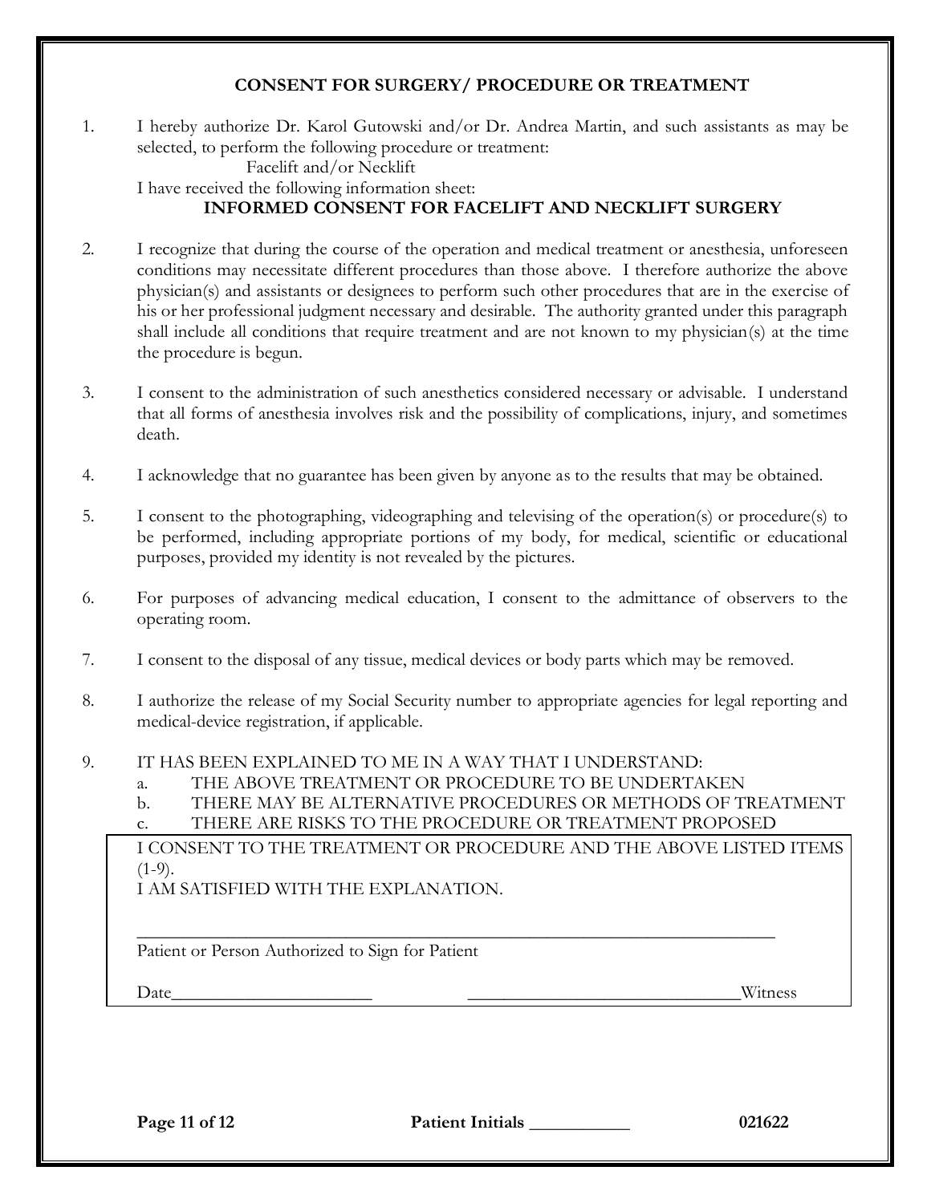## CONSENT FOR SURGERY/ PROCEDURE OR TREATMENT

1. I hereby authorize Dr. Karol Gutowski and/or Dr. Andrea Martin, and such assistants as may be selected, to perform the following procedure or treatment:

   Facelift and/or Necklift

   I have received the following information sheet:

   **INFORMED CONSENT FOR FACELIFT AND NECKLIFT SURGERY**

2. I recognize that during the course of the operation and medical treatment or anesthesia, unforeseen conditions may necessitate different procedures than those above. I therefore authorize the above physician(s) and assistants or designees to perform such other procedures that are in the exercise of his or her professional judgment necessary and desirable. The authority granted under this paragraph shall include all conditions that require treatment and are not known to my physician(s) at the time the procedure is begun.

3. I consent to the administration of such anesthetics considered necessary or advisable. I understand that all forms of anesthesia involves risk and the possibility of complications, injury, and sometimes death.

4. I acknowledge that no guarantee has been given by anyone as to the results that may be obtained.

5. I consent to the photographing, videographing and televising of the operation(s) or procedure(s) to be performed, including appropriate portions of my body, for medical, scientific or educational purposes, provided my identity is not revealed by the pictures.

6. For purposes of advancing medical education, I consent to the admittance of observers to the operating room.

7. I consent to the disposal of any tissue, medical devices or body parts which may be removed.

8. I authorize the release of my Social Security number to appropriate agencies for legal reporting and medical-device registration, if applicable.

9. IT HAS BEEN EXPLAINED TO ME IN A WAY THAT I UNDERSTAND:
   a. THE ABOVE TREATMENT OR PROCEDURE TO BE UNDERTAKEN
   b. THERE MAY BE ALTERNATIVE PROCEDURES OR METHODS OF TREATMENT
   c. THERE ARE RISKS TO THE PROCEDURE OR TREATMENT PROPOSED

I CONSENT TO THE TREATMENT OR PROCEDURE AND THE ABOVE LISTED ITEMS (1-9).

I AM SATISFIED WITH THE EXPLANATION.

_______________________________________________

Patient or Person Authorized to Sign for Patient

Date______________________ ______________________________Witness

Patient Initials ___________

021622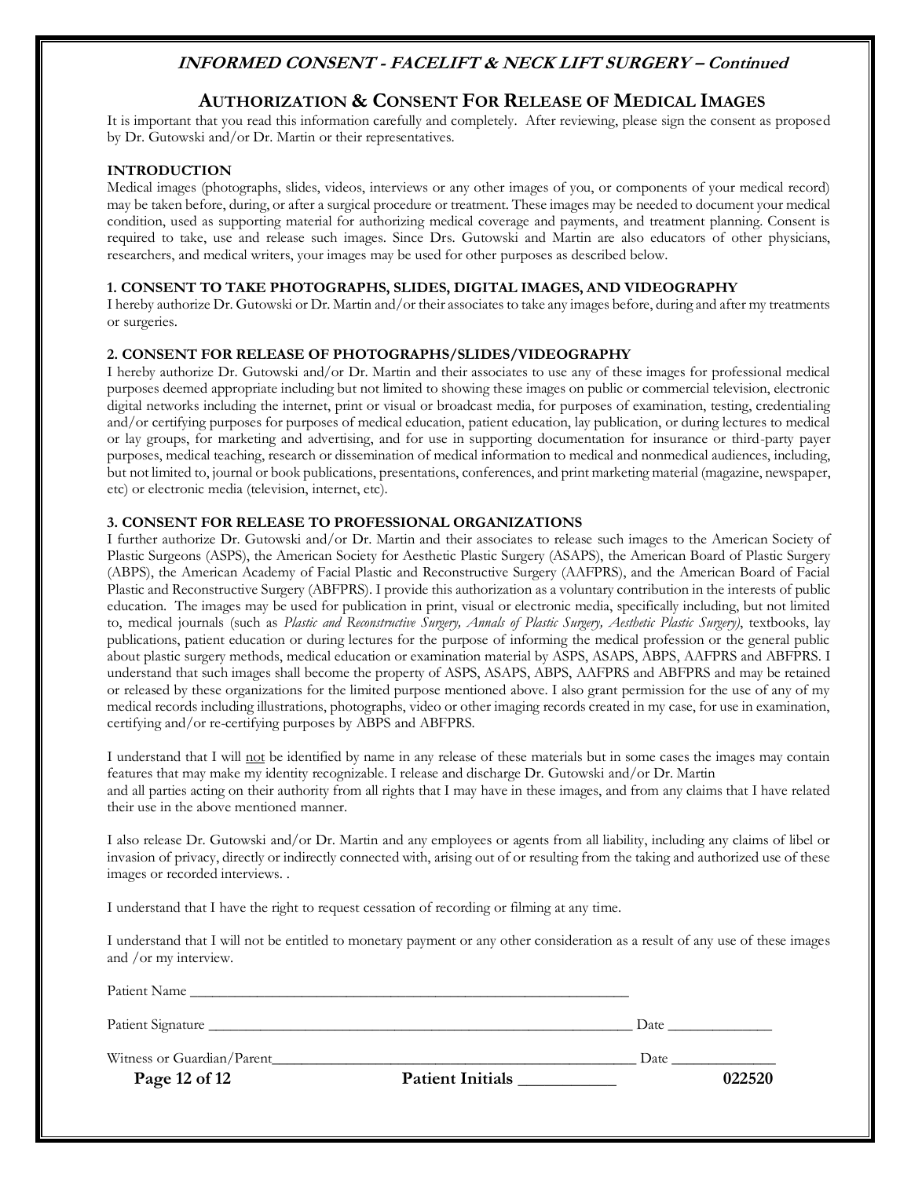## AUTHORIZATION & CONSENT FOR RELEASE OF MEDICAL IMAGES

It is important that you read this information carefully and completely. After reviewing, please sign the consent as proposed by Dr. Gutowski and/or Dr. Martin or their representatives.

**INTRODUCTION**

Medical images (photographs, slides, videos, interviews or any other images of you, or components of your medical record) may be taken before, during, or after a surgical procedure or treatment. These images may be needed to document your medical condition, used as supporting material for authorizing medical coverage and payments, and treatment planning. Consent is required to take, use and release such images. Since Drs. Gutowski and Martin are also educators of other physicians, researchers, and medical writers, your images may be used for other purposes as described below.

**1. CONSENT TO TAKE PHOTOGRAPHS, SLIDES, DIGITAL IMAGES, AND VIDEOGRAPHY**

I hereby authorize Dr. Gutowski or Dr. Martin and/or their associates to take any images before, during and after my treatments or surgeries.

**2. CONSENT FOR RELEASE OF PHOTOGRAPHS/SLIDES/VIDEOGRAPHY**

I hereby authorize Dr. Gutowski and/or Dr. Martin and their associates to use any of these images for professional medical purposes deemed appropriate including but not limited to showing these images on public or commercial television, electronic digital networks including the internet, print or visual or broadcast media, for purposes of examination, testing, credentialing and/or certifying purposes for purposes of medical education, patient education, lay publication, or during lectures to medical or lay groups, for marketing and advertising, and for use in supporting documentation for insurance or third-party payer purposes, medical teaching, research or dissemination of medical information to medical and nonmedical audiences, including, but not limited to, journal or book publications, presentations, conferences, and print marketing material (magazine, newspaper, etc) or electronic media (television, internet, etc).

**3. CONSENT FOR RELEASE TO PROFESSIONAL ORGANIZATIONS**

I further authorize Dr. Gutowski and/or Dr. Martin and their associates to release such images to the American Society of Plastic Surgeons (ASPS), the American Society for Aesthetic Plastic Surgery (ASAPS), the American Board of Plastic Surgery (ABPS), the American Academy of Facial Plastic and Reconstructive Surgery (AAFPRS), and the American Board of Facial Plastic and Reconstructive Surgery (ABFPRS). I provide this authorization as a voluntary contribution in the interests of public education. The images may be used for publication in print, visual or electronic media, specifically including, but not limited to, medical journals (such as *Plastic and Reconstructive Surgery, Annals of Plastic Surgery, Aesthetic Plastic Surgery)*, textbooks, lay publications, patient education or during lectures for the purpose of informing the medical profession or the general public about plastic surgery methods, medical education or examination material by ASPS, ASAPS, ABPS, AAFPRS and ABFPRS. I understand that such images shall become the property of ASPS, ASAPS, ABPS, AAFPRS and ABFPRS and may be retained or released by these organizations for the limited purpose mentioned above. I also grant permission for the use of any of my medical records including illustrations, photographs, video or other imaging records created in my case, for use in examination, certifying and/or re-certifying purposes by ABPS and ABFPRS.

I understand that I will <u>not</u> be identified by name in any release of these materials but in some cases the images may contain features that may make my identity recognizable. I release and discharge Dr. Gutowski and/or Dr. Martin and all parties acting on their authority from all rights that I may have in these images, and from any claims that I have related their use in the above mentioned manner.

I also release Dr. Gutowski and/or Dr. Martin and any employees or agents from all liability, including any claims of libel or invasion of privacy, directly or indirectly connected with, arising out of or resulting from the taking and authorized use of these images or recorded interviews. .

I understand that I have the right to request cessation of recording or filming at any time.

I understand that I will not be entitled to monetary payment or any other consideration as a result of any use of these images and /or my interview.

Patient Name ____________________________________________________________

Patient Signature ________________________________________________________ Date _____________

Witness or Guardian/Parent_________________________________________________ Date _____________

**Patient Initials ___________** **022520**